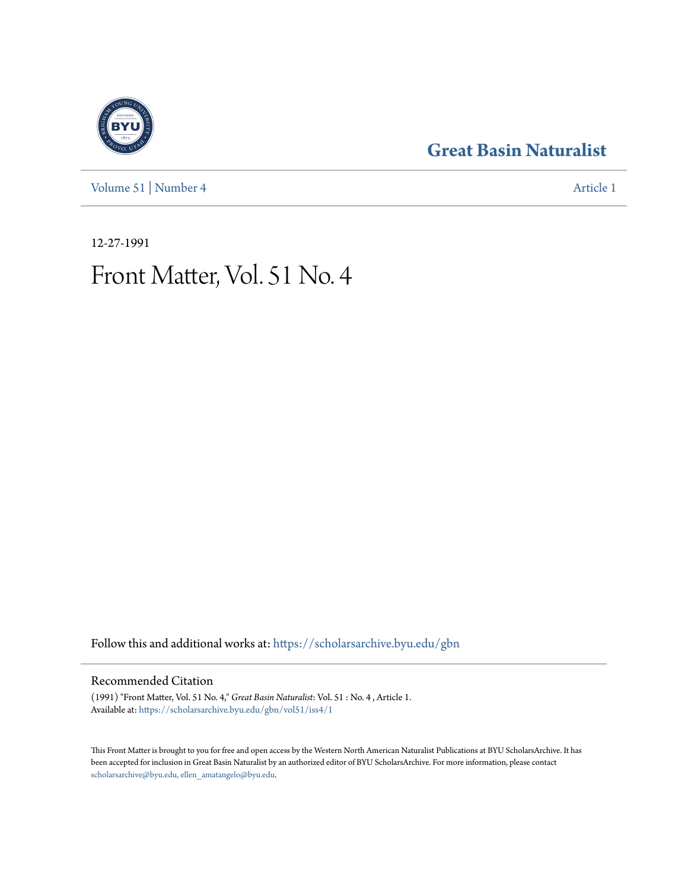# Great Basin Naturalist

Volume 51 | Number 4 Article 1

12-27-1991

# Front Matter, Vol. 51 No. 4

Follow this and additional works at: https://scholarsarchive.byu.edu/gbn

## Recommended Citation

(1991) "Front Matter, Vol. 51 No. 4," *Great Basin Naturalist*: Vol. 51 : No. 4 , Article 1.
Available at: https://scholarsarchive.byu.edu/gbn/vol51/iss4/1

This Front Matter is brought to you for free and open access by the Western North American Naturalist Publications at BYU ScholarsArchive. It has been accepted for inclusion in Great Basin Naturalist by an authorized editor of BYU ScholarsArchive. For more information, please contact scholarsarchive@byu.edu, ellen_amatangelo@byu.edu.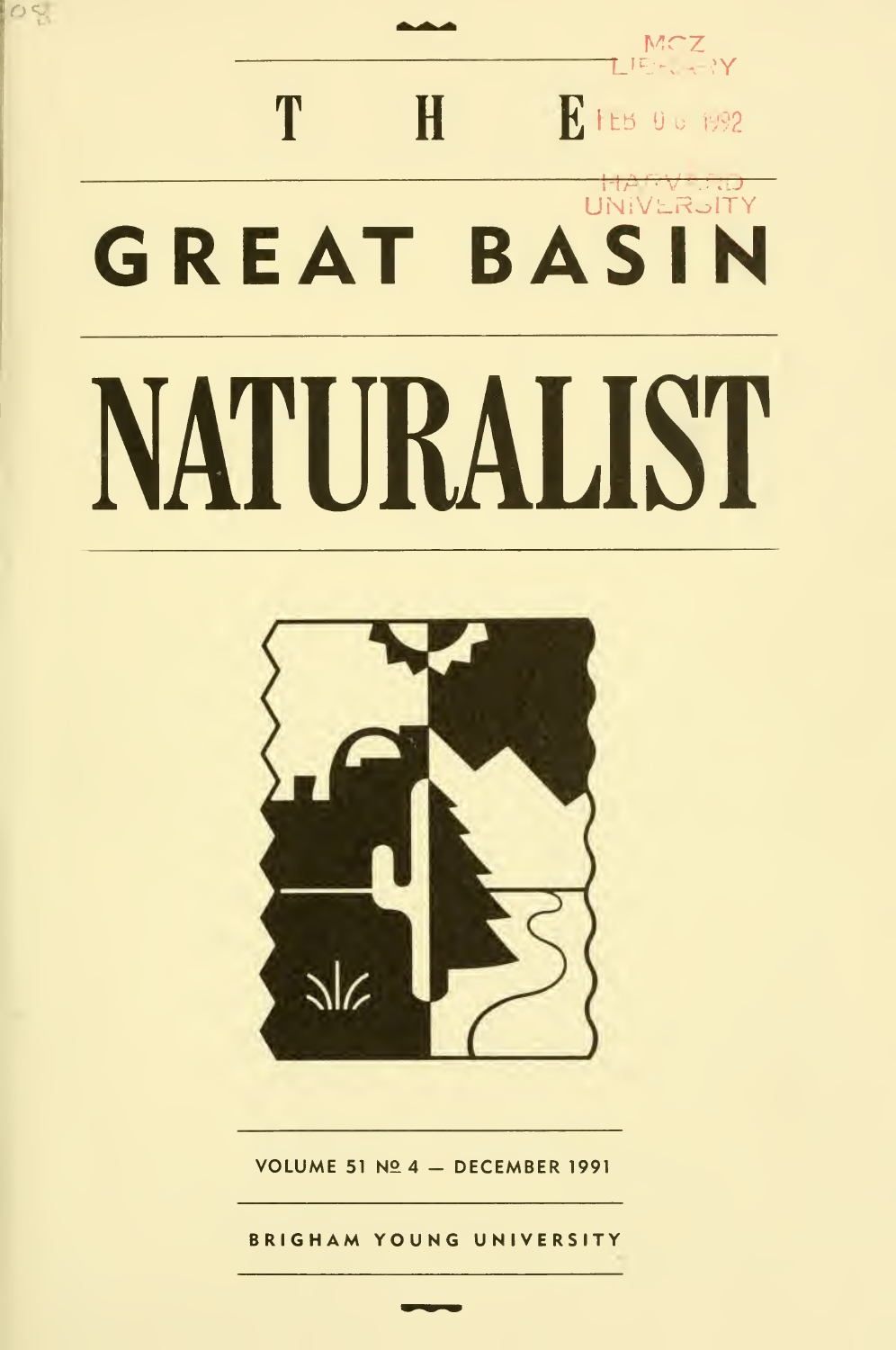# THE GREAT BASIN NATURALIST

VOLUME 51 № 4 — DECEMBER 1991

BRIGHAM YOUNG UNIVERSITY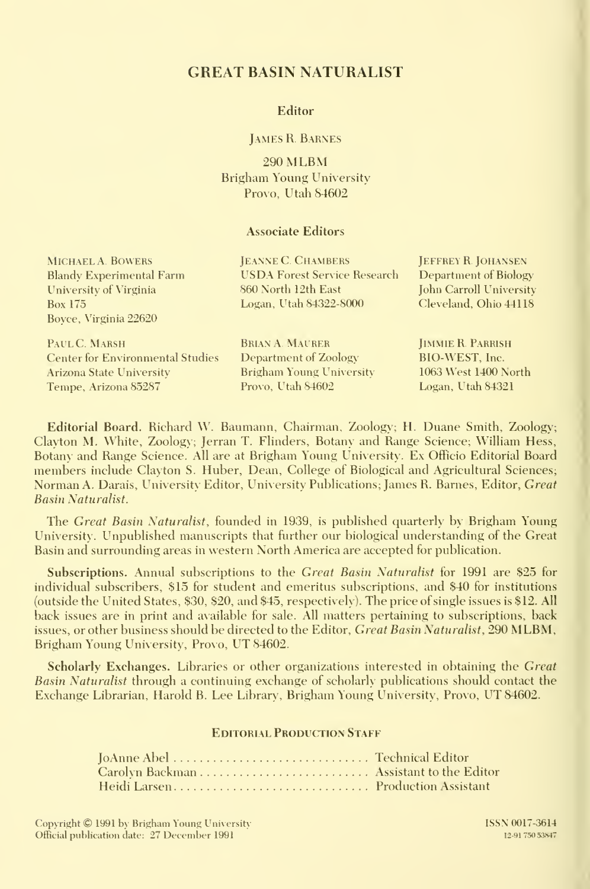# GREAT BASIN NATURALIST

## Editor

JAMES R. BARNES

290 MLBM
Brigham Young University
Provo, Utah 84602

## Associate Editors

MICHAEL A. BOWERS
Blandy Experimental Farm
University of Virginia
Box 175
Boyce, Virginia 22620

JEANNE C. CHAMBERS
USDA Forest Service Research
860 North 12th East
Logan, Utah 84322-8000

JEFFREY R. JOHANSEN
Department of Biology
John Carroll University
Cleveland, Ohio 44118

PAUL C. MARSH
Center for Environmental Studies
Arizona State University
Tempe, Arizona 85287

BRIAN A. MAURER
Department of Zoology
Brigham Young University
Provo, Utah 84602

JIMMIE R. PARRISH
BIO-WEST, Inc.
1063 West 1400 North
Logan, Utah 84321

**Editorial Board.** Richard W. Baumann, Chairman, Zoology; H. Duane Smith, Zoology; Clayton M. White, Zoology; Jerran T. Flinders, Botany and Range Science; William Hess, Botany and Range Science. All are at Brigham Young University. Ex Officio Editorial Board members include Clayton S. Huber, Dean, College of Biological and Agricultural Sciences; Norman A. Darais, University Editor, University Publications; James R. Barnes, Editor, *Great Basin Naturalist*.

The *Great Basin Naturalist*, founded in 1939, is published quarterly by Brigham Young University. Unpublished manuscripts that further our biological understanding of the Great Basin and surrounding areas in western North America are accepted for publication.

**Subscriptions.** Annual subscriptions to the *Great Basin Naturalist* for 1991 are $25 for individual subscribers, $15 for student and emeritus subscriptions, and $40 for institutions (outside the United States, $30, $20, and $45, respectively). The price of single issues is $12. All back issues are in print and available for sale. All matters pertaining to subscriptions, back issues, or other business should be directed to the Editor, *Great Basin Naturalist*, 290 MLBM, Brigham Young University, Provo, UT 84602.

**Scholarly Exchanges.** Libraries or other organizations interested in obtaining the *Great Basin Naturalist* through a continuing exchange of scholarly publications should contact the Exchange Librarian, Harold B. Lee Library, Brigham Young University, Provo, UT 84602.

## EDITORIAL PRODUCTION STAFF

JoAnne Abel .............................. Technical Editor
Carolyn Backman .......................... Assistant to the Editor
Heidi Larsen.............................. Production Assistant

Copyright © 1991 by Brigham Young University
Official publication date: 27 December 1991

ISSN 0017-3614
12-91 750 53847